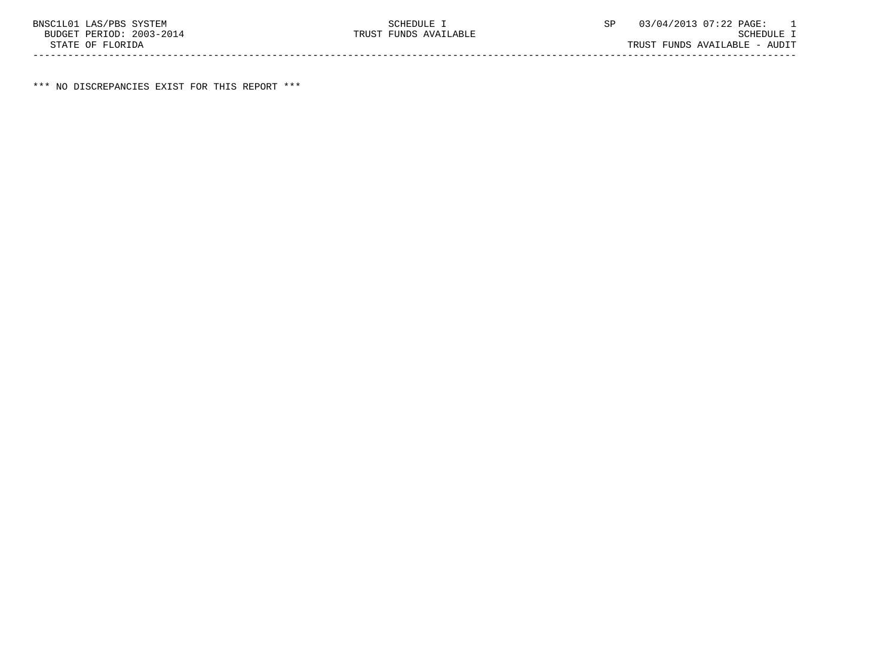BNSC1L01 LAS/PBS SYSTEM SCHEDULE I SP 03/04/2013 07:22 PAGE: 1
BUDGET PERIOD: 2003-2014 TRUST FUNDS AVAILABLE SCHEDULE I
STATE OF FLORIDA TRUST FUNDS AVAILABLE - AUDIT

*** NO DISCREPANCIES EXIST FOR THIS REPORT ***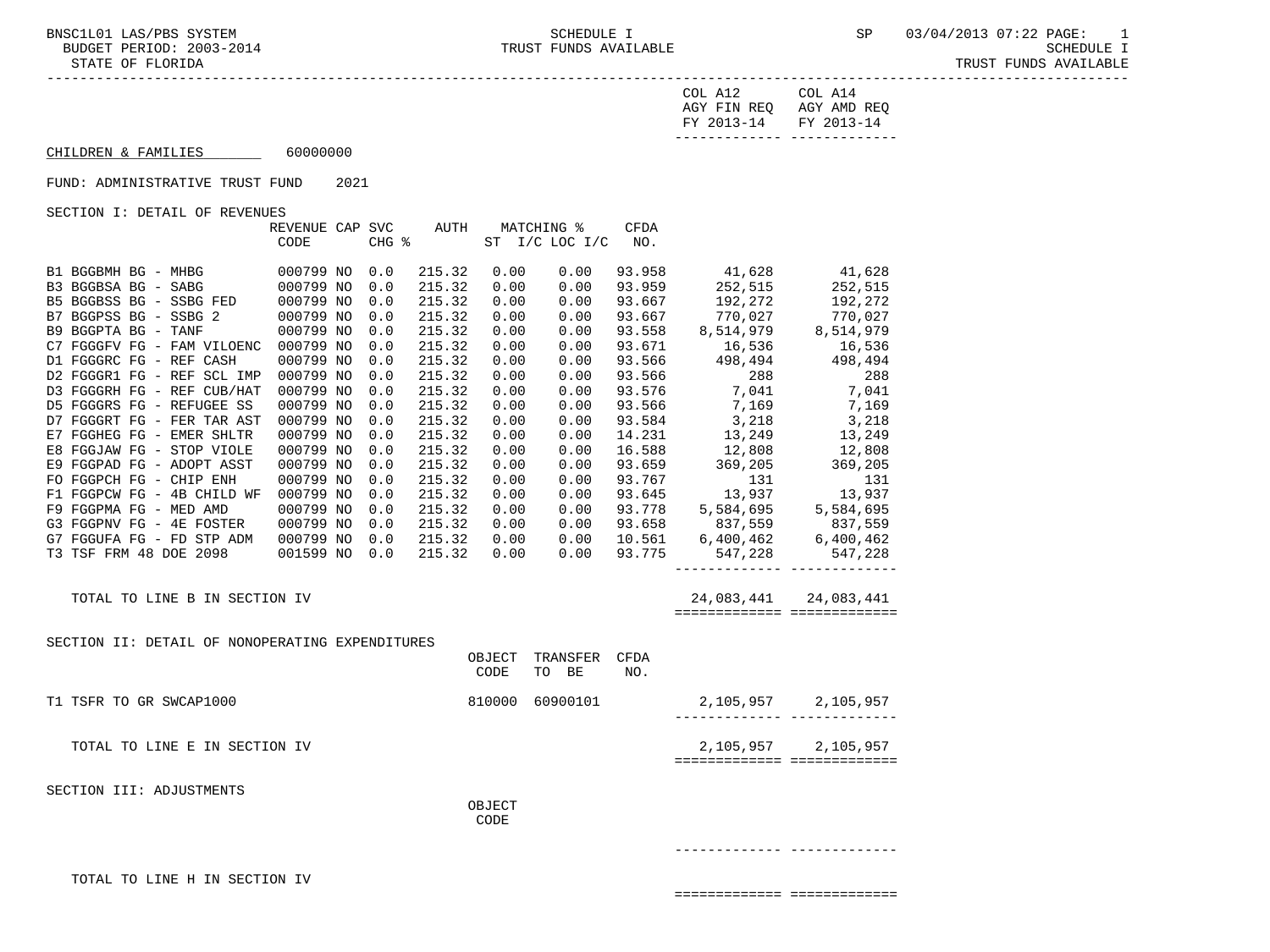COL A12 AGY FIN REQ FY 2013-14 | COL A14 AGY AMD REQ FY 2013-14

CHILDREN & FAMILIES 60000000

FUND: ADMINISTRATIVE TRUST FUND 2021

SECTION I: DETAIL OF REVENUES

| | REVENUE CODE | CAP | SVC CHG % | AUTH | MATCHING % ST | I/C LOC I/C | CFDA NO. | COL A12 AGY FIN REQ FY 2013-14 | COL A14 AGY AMD REQ FY 2013-14 |
|---|---|---|---|---|---|---|---|---|---|
| B1 BGGBMH BG - MHBG | 000799 | NO | 0.0 | 215.32 | 0.00 | 0.00 | 93.958 | 41,628 | 41,628 |
| B3 BGGBSA BG - SABG | 000799 | NO | 0.0 | 215.32 | 0.00 | 0.00 | 93.959 | 252,515 | 252,515 |
| B5 BGGBSS BG - SSBG FED | 000799 | NO | 0.0 | 215.32 | 0.00 | 0.00 | 93.667 | 192,272 | 192,272 |
| B7 BGGPSS BG - SSBG 2 | 000799 | NO | 0.0 | 215.32 | 0.00 | 0.00 | 93.667 | 770,027 | 770,027 |
| B9 BGGPTA BG - TANF | 000799 | NO | 0.0 | 215.32 | 0.00 | 0.00 | 93.558 | 8,514,979 | 8,514,979 |
| C7 FGGGFV FG - FAM VILOENC | 000799 | NO | 0.0 | 215.32 | 0.00 | 0.00 | 93.671 | 16,536 | 16,536 |
| D1 FGGGRC FG - REF CASH | 000799 | NO | 0.0 | 215.32 | 0.00 | 0.00 | 93.566 | 498,494 | 498,494 |
| D2 FGGGR1 FG - REF SCL IMP | 000799 | NO | 0.0 | 215.32 | 0.00 | 0.00 | 93.566 | 288 | 288 |
| D3 FGGGRH FG - REF CUB/HAT | 000799 | NO | 0.0 | 215.32 | 0.00 | 0.00 | 93.576 | 7,041 | 7,041 |
| D5 FGGGRS FG - REFUGEE SS | 000799 | NO | 0.0 | 215.32 | 0.00 | 0.00 | 93.566 | 7,169 | 7,169 |
| D7 FGGGRT FG - FER TAR AST | 000799 | NO | 0.0 | 215.32 | 0.00 | 0.00 | 93.584 | 3,218 | 3,218 |
| E7 FGGHEG FG - EMER SHLTR | 000799 | NO | 0.0 | 215.32 | 0.00 | 0.00 | 14.231 | 13,249 | 13,249 |
| E8 FGGJAW FG - STOP VIOLE | 000799 | NO | 0.0 | 215.32 | 0.00 | 0.00 | 16.588 | 12,808 | 12,808 |
| E9 FGGPAD FG - ADOPT ASST | 000799 | NO | 0.0 | 215.32 | 0.00 | 0.00 | 93.659 | 369,205 | 369,205 |
| FO FGGPCH FG - CHIP ENH | 000799 | NO | 0.0 | 215.32 | 0.00 | 0.00 | 93.767 | 131 | 131 |
| F1 FGGPCW FG - 4B CHILD WF | 000799 | NO | 0.0 | 215.32 | 0.00 | 0.00 | 93.645 | 13,937 | 13,937 |
| F9 FGGPMA FG - MED AMD | 000799 | NO | 0.0 | 215.32 | 0.00 | 0.00 | 93.778 | 5,584,695 | 5,584,695 |
| G3 FGGPNV FG - 4E FOSTER | 000799 | NO | 0.0 | 215.32 | 0.00 | 0.00 | 93.658 | 837,559 | 837,559 |
| G7 FGGUFA FG - FD STP ADM | 000799 | NO | 0.0 | 215.32 | 0.00 | 0.00 | 10.561 | 6,400,462 | 6,400,462 |
| T3 TSF FRM 48 DOE 2098 | 001599 | NO | 0.0 | 215.32 | 0.00 | 0.00 | 93.775 | 547,228 | 547,228 |
| TOTAL TO LINE B IN SECTION IV | | | | | | | | 24,083,441 | 24,083,441 |

SECTION II: DETAIL OF NONOPERATING EXPENDITURES

| | OBJECT CODE | TRANSFER TO BE | CFDA NO. | COL A12 | COL A14 |
|---|---|---|---|---|---|
| T1 TSFR TO GR SWCAP1000 | 810000 | 60900101 | | 2,105,957 | 2,105,957 |
| TOTAL TO LINE E IN SECTION IV | | | | 2,105,957 | 2,105,957 |

SECTION III: ADJUSTMENTS

| | OBJECT CODE | COL A12 | COL A14 |
|---|---|---|---|
| TOTAL TO LINE H IN SECTION IV | | | |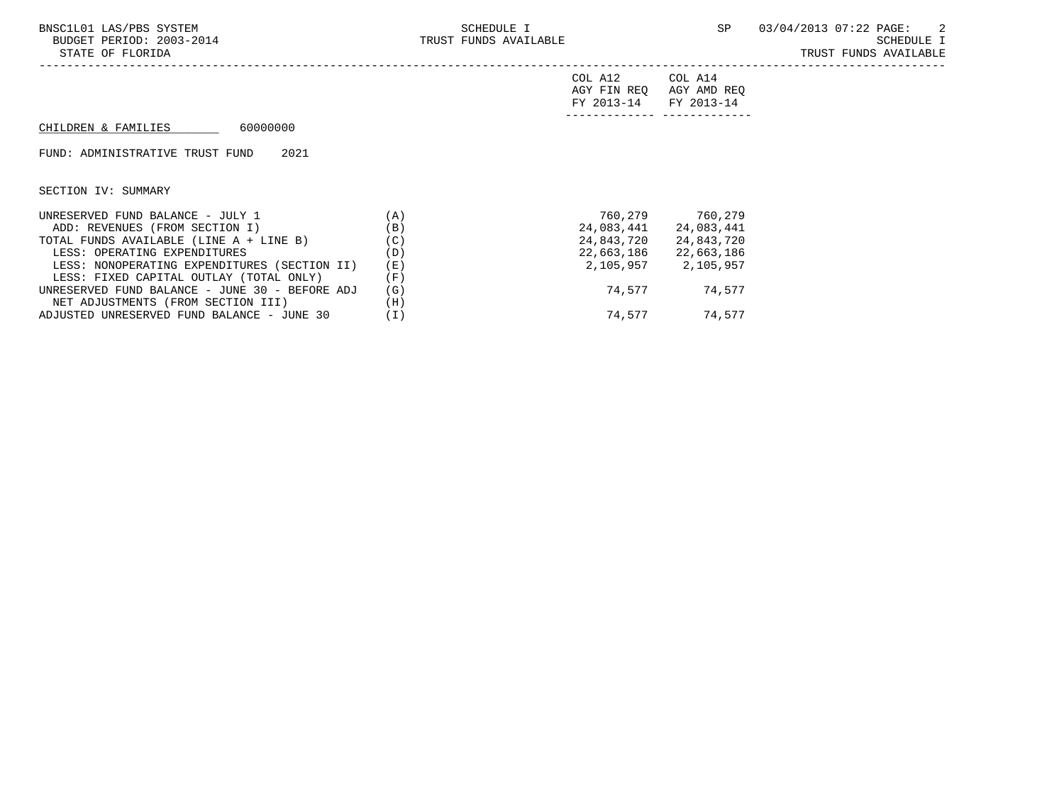CHILDREN & FAMILIES 60000000

FUND: ADMINISTRATIVE TRUST FUND 2021

SECTION IV: SUMMARY

| | | COL A12 AGY FIN REQ FY 2013-14 | COL A14 AGY AMD REQ FY 2013-14 |
|---|---|---|---|
| UNRESERVED FUND BALANCE - JULY 1 | (A) | 760,279 | 760,279 |
| ADD: REVENUES (FROM SECTION I) | (B) | 24,083,441 | 24,083,441 |
| TOTAL FUNDS AVAILABLE (LINE A + LINE B) | (C) | 24,843,720 | 24,843,720 |
| LESS: OPERATING EXPENDITURES | (D) | 22,663,186 | 22,663,186 |
| LESS: NONOPERATING EXPENDITURES (SECTION II) | (E) | 2,105,957 | 2,105,957 |
| LESS: FIXED CAPITAL OUTLAY (TOTAL ONLY) | (F) | | |
| UNRESERVED FUND BALANCE - JUNE 30 - BEFORE ADJ | (G) | 74,577 | 74,577 |
| NET ADJUSTMENTS (FROM SECTION III) | (H) | | |
| ADJUSTED UNRESERVED FUND BALANCE - JUNE 30 | (I) | 74,577 | 74,577 |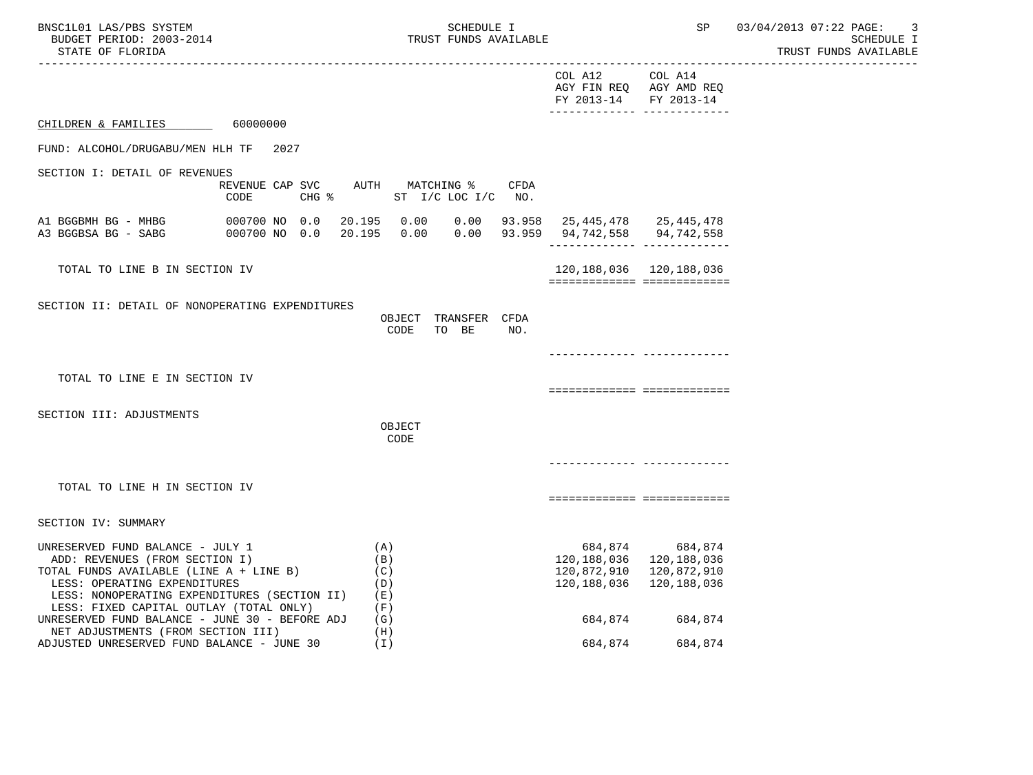CHILDREN & FAMILIES 60000000

FUND: ALCOHOL/DRUGABU/MEN HLH TF 2027

| | | COL A12 AGY FIN REQ FY 2013-14 | COL A14 AGY AMD REQ FY 2013-14 |
|---|---|---|---|

## SECTION I: DETAIL OF REVENUES

| | REVENUE CODE | CAP | SVC CHG % | AUTH ST | MATCHING % I/C | LOC I/C | CFDA NO. | COL A12 AGY FIN REQ FY 2013-14 | COL A14 AGY AMD REQ FY 2013-14 |
|---|---|---|---|---|---|---|---|---|---|
| A1 BGGBMH BG - MHBG | 000700 | NO | 0.0 | 20.195 | 0.00 | 0.00 | 93.958 | 25,445,478 | 25,445,478 |
| A3 BGGBSA BG - SABG | 000700 | NO | 0.0 | 20.195 | 0.00 | 0.00 | 93.959 | 94,742,558 | 94,742,558 |
| TOTAL TO LINE B IN SECTION IV | | | | | | | | 120,188,036 | 120,188,036 |

## SECTION II: DETAIL OF NONOPERATING EXPENDITURES

| | OBJECT CODE | TRANSFER TO BE | CFDA NO. | COL A12 | COL A14 |
|---|---|---|---|---|---|
| TOTAL TO LINE E IN SECTION IV | | | | | |

## SECTION III: ADJUSTMENTS

| | OBJECT CODE | COL A12 | COL A14 |
|---|---|---|---|
| TOTAL TO LINE H IN SECTION IV | | | |

## SECTION IV: SUMMARY

| | | COL A12 | COL A14 |
|---|---|---|---|
| UNRESERVED FUND BALANCE - JULY 1 | (A) | 684,874 | 684,874 |
| ADD: REVENUES (FROM SECTION I) | (B) | 120,188,036 | 120,188,036 |
| TOTAL FUNDS AVAILABLE (LINE A + LINE B) | (C) | 120,872,910 | 120,872,910 |
| LESS: OPERATING EXPENDITURES | (D) | 120,188,036 | 120,188,036 |
| LESS: NONOPERATING EXPENDITURES (SECTION II) | (E) | | |
| LESS: FIXED CAPITAL OUTLAY (TOTAL ONLY) | (F) | | |
| UNRESERVED FUND BALANCE - JUNE 30 - BEFORE ADJ | (G) | 684,874 | 684,874 |
| NET ADJUSTMENTS (FROM SECTION III) | (H) | | |
| ADJUSTED UNRESERVED FUND BALANCE - JUNE 30 | (I) | 684,874 | 684,874 |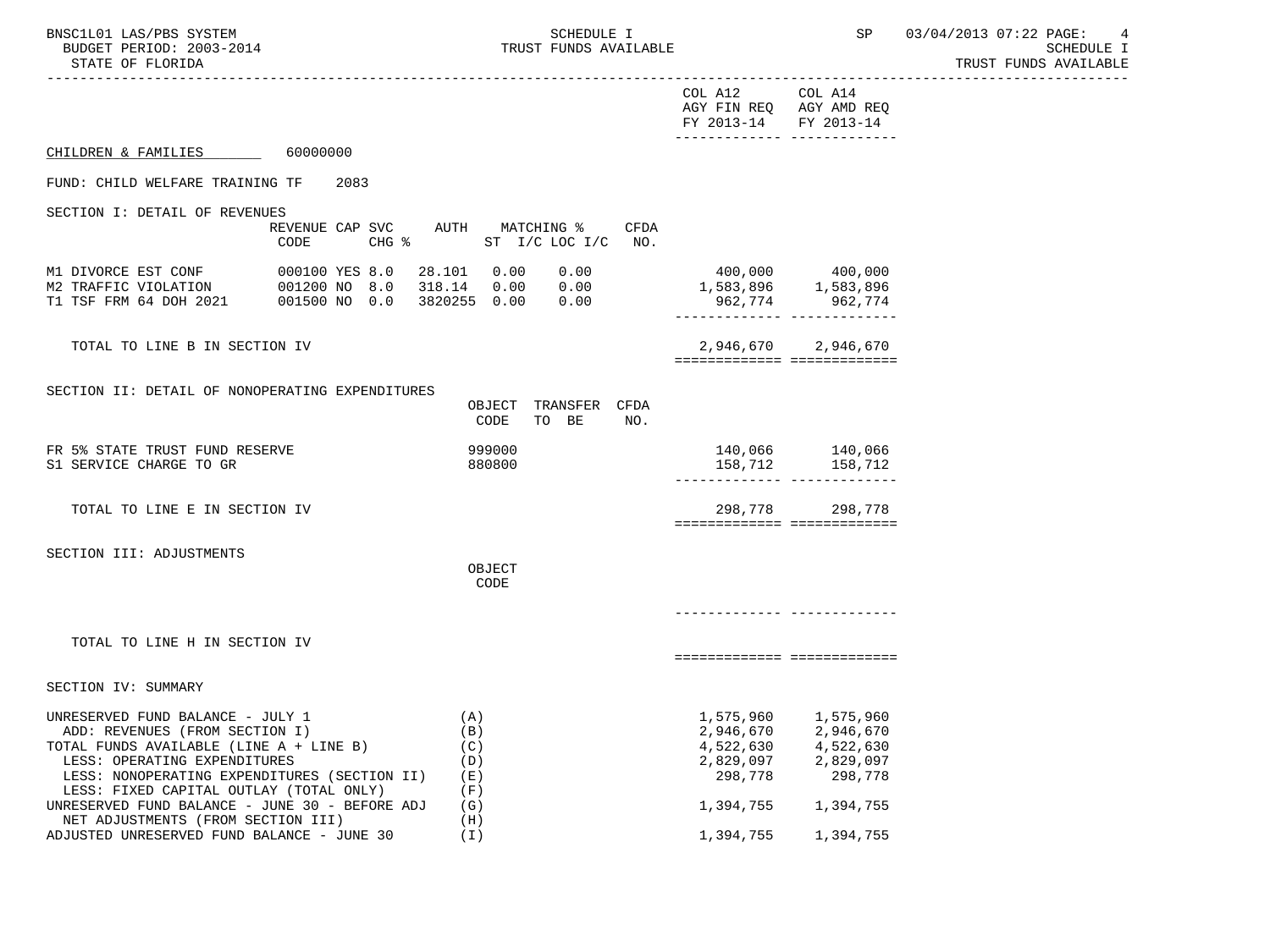BUDGET PERIOD: 2003-2014 — SCHEDULE I — TRUST FUNDS AVAILABLE
STATE OF FLORIDA

| | COL A12 AGY FIN REQ FY 2013-14 | COL A14 AGY AMD REQ FY 2013-14 |
|---|---|---|

## CHILDREN & FAMILIES 60000000

### FUND: CHILD WELFARE TRAINING TF 2083

### SECTION I: DETAIL OF REVENUES

| | REVENUE CODE | CAP | SVC CHG % | AUTH | MATCHING % ST I/C | LOC I/C | CFDA NO. | COL A12 | COL A14 |
|---|---|---|---|---|---|---|---|---|---|
| M1 DIVORCE EST CONF | 000100 | YES | 8.0 | 28.101 | 0.00 | 0.00 | | 400,000 | 400,000 |
| M2 TRAFFIC VIOLATION | 001200 | NO | 8.0 | 318.14 | 0.00 | 0.00 | | 1,583,896 | 1,583,896 |
| T1 TSF FRM 64 DOH 2021 | 001500 | NO | 0.0 | 3820255 | 0.00 | 0.00 | | 962,774 | 962,774 |
| TOTAL TO LINE B IN SECTION IV | | | | | | | | 2,946,670 | 2,946,670 |

### SECTION II: DETAIL OF NONOPERATING EXPENDITURES

| | OBJECT CODE | TRANSFER TO BE | CFDA NO. | COL A12 | COL A14 |
|---|---|---|---|---|---|
| FR 5% STATE TRUST FUND RESERVE | 999000 | | | 140,066 | 140,066 |
| S1 SERVICE CHARGE TO GR | 880800 | | | 158,712 | 158,712 |
| TOTAL TO LINE E IN SECTION IV | | | | 298,778 | 298,778 |

### SECTION III: ADJUSTMENTS

| | OBJECT CODE | COL A12 | COL A14 |
|---|---|---|---|
| TOTAL TO LINE H IN SECTION IV | | | |

### SECTION IV: SUMMARY

| | | COL A12 | COL A14 |
|---|---|---|---|
| UNRESERVED FUND BALANCE - JULY 1 | (A) | 1,575,960 | 1,575,960 |
| ADD: REVENUES (FROM SECTION I) | (B) | 2,946,670 | 2,946,670 |
| TOTAL FUNDS AVAILABLE (LINE A + LINE B) | (C) | 4,522,630 | 4,522,630 |
| LESS: OPERATING EXPENDITURES | (D) | 2,829,097 | 2,829,097 |
| LESS: NONOPERATING EXPENDITURES (SECTION II) | (E) | 298,778 | 298,778 |
| LESS: FIXED CAPITAL OUTLAY (TOTAL ONLY) | (F) | | |
| UNRESERVED FUND BALANCE - JUNE 30 - BEFORE ADJ | (G) | 1,394,755 | 1,394,755 |
| NET ADJUSTMENTS (FROM SECTION III) | (H) | | |
| ADJUSTED UNRESERVED FUND BALANCE - JUNE 30 | (I) | 1,394,755 | 1,394,755 |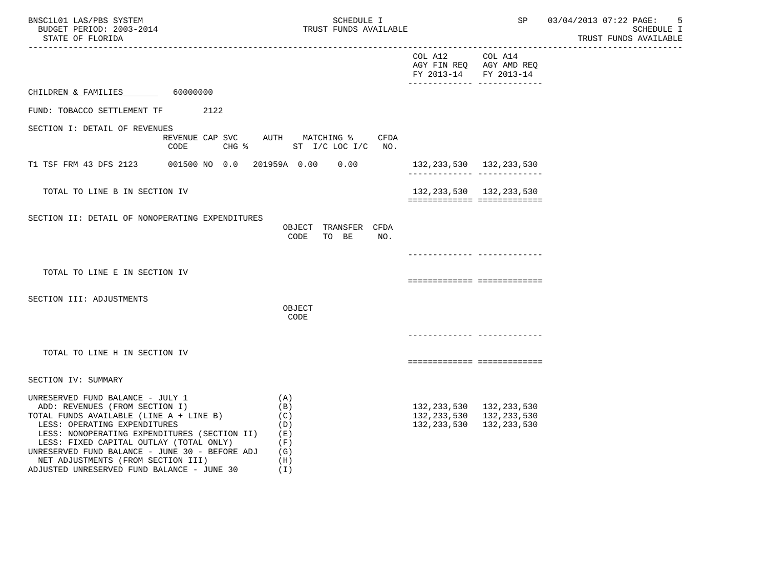SCHEDULE I

TRUST FUNDS AVAILABLE

BNSC1L01 LAS/PBS SYSTEM
BUDGET PERIOD: 2003-2014
STATE OF FLORIDA

SP 03/04/2013 07:22

SCHEDULE I
TRUST FUNDS AVAILABLE

| | COL A12 AGY FIN REQ FY 2013-14 | COL A14 AGY AMD REQ FY 2013-14 |
|---|---|---|

CHILDREN & FAMILIES 60000000

FUND: TOBACCO SETTLEMENT TF 2122

## SECTION I: DETAIL OF REVENUES

| | REVENUE CODE | CAP SVC CHG % | AUTH | MATCHING % ST I/C | LOC I/C | CFDA NO. | COL A12 | COL A14 |
|---|---|---|---|---|---|---|---|---|
| T1 TSF FRM 43 DFS 2123 | 001500 | NO 0.0 | 201959A | 0.00 | 0.00 | | 132,233,530 | 132,233,530 |
| TOTAL TO LINE B IN SECTION IV | | | | | | | 132,233,530 | 132,233,530 |

## SECTION II: DETAIL OF NONOPERATING EXPENDITURES

| | OBJECT CODE | TRANSFER TO BE | CFDA NO. | COL A12 | COL A14 |
|---|---|---|---|---|---|
| TOTAL TO LINE E IN SECTION IV | | | | | |

## SECTION III: ADJUSTMENTS

| | OBJECT CODE | COL A12 | COL A14 |
|---|---|---|---|
| TOTAL TO LINE H IN SECTION IV | | | |

## SECTION IV: SUMMARY

| | | COL A12 | COL A14 |
|---|---|---|---|
| UNRESERVED FUND BALANCE - JULY 1 | (A) | | |
| ADD: REVENUES (FROM SECTION I) | (B) | 132,233,530 | 132,233,530 |
| TOTAL FUNDS AVAILABLE (LINE A + LINE B) | (C) | 132,233,530 | 132,233,530 |
| LESS: OPERATING EXPENDITURES | (D) | 132,233,530 | 132,233,530 |
| LESS: NONOPERATING EXPENDITURES (SECTION II) | (E) | | |
| LESS: FIXED CAPITAL OUTLAY (TOTAL ONLY) | (F) | | |
| UNRESERVED FUND BALANCE - JUNE 30 - BEFORE ADJ | (G) | | |
| NET ADJUSTMENTS (FROM SECTION III) | (H) | | |
| ADJUSTED UNRESERVED FUND BALANCE - JUNE 30 | (I) | | |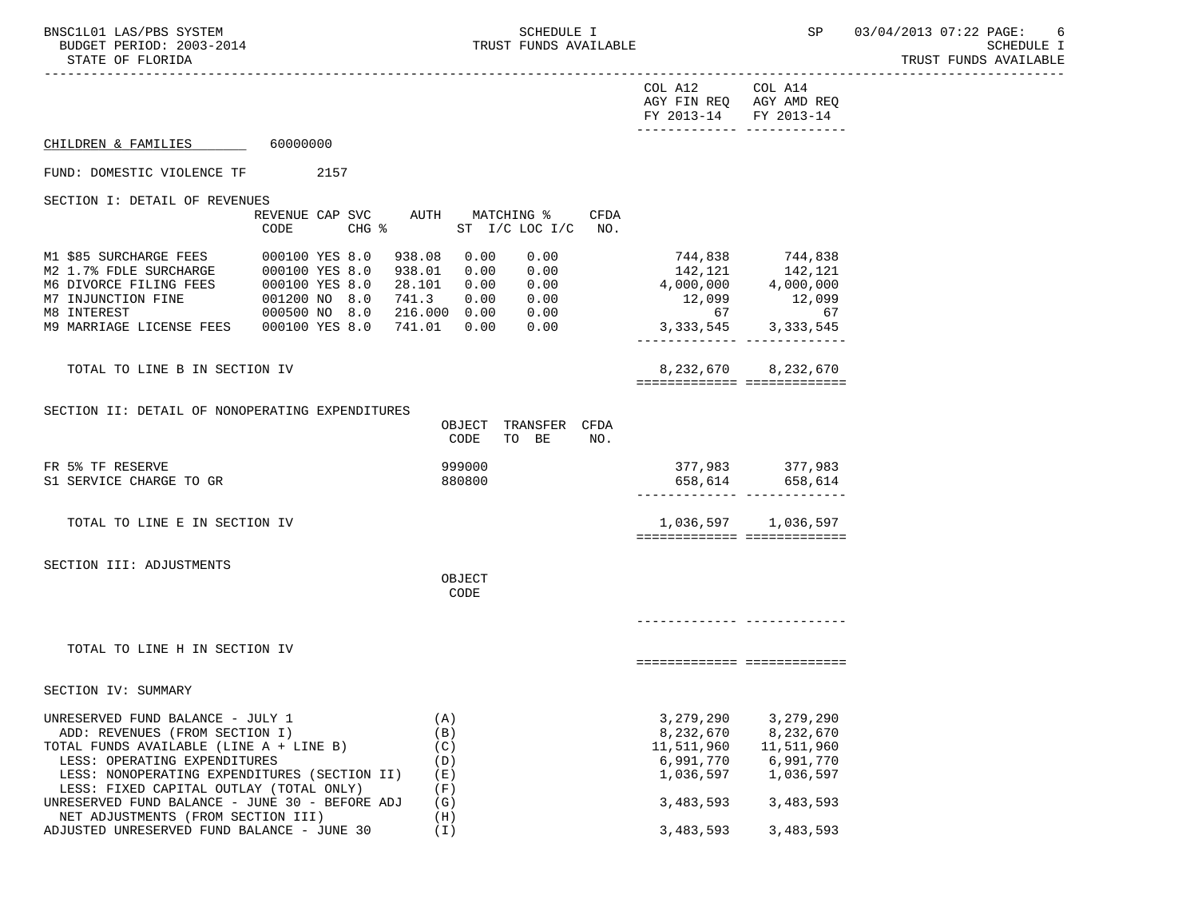CHILDREN & FAMILIES 60000000

FUND: DOMESTIC VIOLENCE TF 2157

## SECTION I: DETAIL OF REVENUES

| | REVENUE CODE | CAP | SVC CHG % | AUTH | MATCHING % ST I/C | LOC I/C | CFDA NO. | COL A12 AGY FIN REQ FY 2013-14 | COL A14 AGY AMD REQ FY 2013-14 |
|---|---|---|---|---|---|---|---|---|---|
| M1 $85 SURCHARGE FEES | 000100 | YES | 8.0 | 938.08 | 0.00 | 0.00 | | 744,838 | 744,838 |
| M2 1.7% FDLE SURCHARGE | 000100 | YES | 8.0 | 938.01 | 0.00 | 0.00 | | 142,121 | 142,121 |
| M6 DIVORCE FILING FEES | 000100 | YES | 8.0 | 28.101 | 0.00 | 0.00 | | 4,000,000 | 4,000,000 |
| M7 INJUNCTION FINE | 001200 | NO | 8.0 | 741.3 | 0.00 | 0.00 | | 12,099 | 12,099 |
| M8 INTEREST | 000500 | NO | 8.0 | 216.000 | 0.00 | 0.00 | | 67 | 67 |
| M9 MARRIAGE LICENSE FEES | 000100 | YES | 8.0 | 741.01 | 0.00 | 0.00 | | 3,333,545 | 3,333,545 |
| TOTAL TO LINE B IN SECTION IV | | | | | | | | 8,232,670 | 8,232,670 |

## SECTION II: DETAIL OF NONOPERATING EXPENDITURES

| | OBJECT CODE | TRANSFER TO BE | CFDA NO. | COL A12 AGY FIN REQ FY 2013-14 | COL A14 AGY AMD REQ FY 2013-14 |
|---|---|---|---|---|---|
| FR 5% TF RESERVE | 999000 | | | 377,983 | 377,983 |
| S1 SERVICE CHARGE TO GR | 880800 | | | 658,614 | 658,614 |
| TOTAL TO LINE E IN SECTION IV | | | | 1,036,597 | 1,036,597 |

## SECTION III: ADJUSTMENTS

| | OBJECT CODE | COL A12 AGY FIN REQ FY 2013-14 | COL A14 AGY AMD REQ FY 2013-14 |
|---|---|---|---|
| TOTAL TO LINE H IN SECTION IV | | | |

## SECTION IV: SUMMARY

| | | COL A12 AGY FIN REQ FY 2013-14 | COL A14 AGY AMD REQ FY 2013-14 |
|---|---|---|---|
| UNRESERVED FUND BALANCE - JULY 1 | (A) | 3,279,290 | 3,279,290 |
| ADD: REVENUES (FROM SECTION I) | (B) | 8,232,670 | 8,232,670 |
| TOTAL FUNDS AVAILABLE (LINE A + LINE B) | (C) | 11,511,960 | 11,511,960 |
| LESS: OPERATING EXPENDITURES | (D) | 6,991,770 | 6,991,770 |
| LESS: NONOPERATING EXPENDITURES (SECTION II) | (E) | 1,036,597 | 1,036,597 |
| LESS: FIXED CAPITAL OUTLAY (TOTAL ONLY) | (F) | | |
| UNRESERVED FUND BALANCE - JUNE 30 - BEFORE ADJ | (G) | 3,483,593 | 3,483,593 |
| NET ADJUSTMENTS (FROM SECTION III) | (H) | | |
| ADJUSTED UNRESERVED FUND BALANCE - JUNE 30 | (I) | 3,483,593 | 3,483,593 |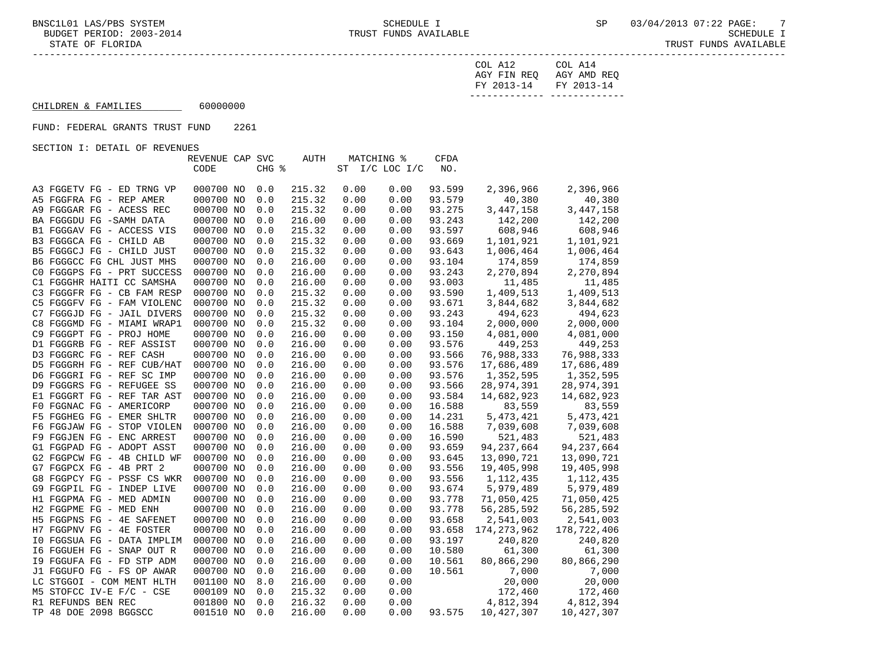CHILDREN & FAMILIES 60000000

FUND: FEDERAL GRANTS TRUST FUND 2261

SECTION I: DETAIL OF REVENUES

| | REVENUE CODE | CAP | SVC CHG % | AUTH | MATCHING % ST I/C | LOC I/C | CFDA NO. | COL A12 AGY FIN REQ FY 2013-14 | COL A14 AGY AMD REQ FY 2013-14 |
|---|---|---|---|---|---|---|---|---|---|
| A3 FGGETV FG - ED TRNG VP | 000700 | NO | 0.0 | 215.32 | 0.00 | 0.00 | 93.599 | 2,396,966 | 2,396,966 |
| A5 FGGFRA FG - REP AMER | 000700 | NO | 0.0 | 215.32 | 0.00 | 0.00 | 93.579 | 40,380 | 40,380 |
| A9 FGGGAR FG - ACESS REC | 000700 | NO | 0.0 | 215.32 | 0.00 | 0.00 | 93.275 | 3,447,158 | 3,447,158 |
| BA FGGGDU FG -SAMH DATA | 000700 | NO | 0.0 | 216.00 | 0.00 | 0.00 | 93.243 | 142,200 | 142,200 |
| B1 FGGGAV FG - ACCESS VIS | 000700 | NO | 0.0 | 215.32 | 0.00 | 0.00 | 93.597 | 608,946 | 608,946 |
| B3 FGGGCA FG - CHILD AB | 000700 | NO | 0.0 | 215.32 | 0.00 | 0.00 | 93.669 | 1,101,921 | 1,101,921 |
| B5 FGGGCJ FG - CHILD JUST | 000700 | NO | 0.0 | 215.32 | 0.00 | 0.00 | 93.643 | 1,006,464 | 1,006,464 |
| B6 FGGGCC FG CHL JUST MHS | 000700 | NO | 0.0 | 216.00 | 0.00 | 0.00 | 93.104 | 174,859 | 174,859 |
| C0 FGGGPS FG - PRT SUCCESS | 000700 | NO | 0.0 | 216.00 | 0.00 | 0.00 | 93.243 | 2,270,894 | 2,270,894 |
| C1 FGGGHR HAITI CC SAMSHA | 000700 | NO | 0.0 | 216.00 | 0.00 | 0.00 | 93.003 | 11,485 | 11,485 |
| C3 FGGGFR FG - CB FAM RESP | 000700 | NO | 0.0 | 215.32 | 0.00 | 0.00 | 93.590 | 1,409,513 | 1,409,513 |
| C5 FGGGFV FG - FAM VIOLENC | 000700 | NO | 0.0 | 215.32 | 0.00 | 0.00 | 93.671 | 3,844,682 | 3,844,682 |
| C7 FGGGJD FG - JAIL DIVERS | 000700 | NO | 0.0 | 215.32 | 0.00 | 0.00 | 93.243 | 494,623 | 494,623 |
| C8 FGGGMD FG - MIAMI WRAP1 | 000700 | NO | 0.0 | 215.32 | 0.00 | 0.00 | 93.104 | 2,000,000 | 2,000,000 |
| C9 FGGGPT FG - PROJ HOME | 000700 | NO | 0.0 | 216.00 | 0.00 | 0.00 | 93.150 | 4,081,000 | 4,081,000 |
| D1 FGGGRB FG - REF ASSIST | 000700 | NO | 0.0 | 216.00 | 0.00 | 0.00 | 93.576 | 449,253 | 449,253 |
| D3 FGGGRC FG - REF CASH | 000700 | NO | 0.0 | 216.00 | 0.00 | 0.00 | 93.566 | 76,988,333 | 76,988,333 |
| D5 FGGGRH FG - REF CUB/HAT | 000700 | NO | 0.0 | 216.00 | 0.00 | 0.00 | 93.576 | 17,686,489 | 17,686,489 |
| D6 FGGGRI FG - REF SC IMP | 000700 | NO | 0.0 | 216.00 | 0.00 | 0.00 | 93.576 | 1,352,595 | 1,352,595 |
| D9 FGGGRS FG - REFUGEE SS | 000700 | NO | 0.0 | 216.00 | 0.00 | 0.00 | 93.566 | 28,974,391 | 28,974,391 |
| E1 FGGGRT FG - REF TAR AST | 000700 | NO | 0.0 | 216.00 | 0.00 | 0.00 | 93.584 | 14,682,923 | 14,682,923 |
| F0 FGGNAC FG - AMERICORP | 000700 | NO | 0.0 | 216.00 | 0.00 | 0.00 | 16.588 | 83,559 | 83,559 |
| F5 FGGHEG FG - EMER SHLTR | 000700 | NO | 0.0 | 216.00 | 0.00 | 0.00 | 14.231 | 5,473,421 | 5,473,421 |
| F6 FGGJAW FG - STOP VIOLEN | 000700 | NO | 0.0 | 216.00 | 0.00 | 0.00 | 16.588 | 7,039,608 | 7,039,608 |
| F9 FGGJEN FG - ENC ARREST | 000700 | NO | 0.0 | 216.00 | 0.00 | 0.00 | 16.590 | 521,483 | 521,483 |
| G1 FGGPAD FG - ADOPT ASST | 000700 | NO | 0.0 | 216.00 | 0.00 | 0.00 | 93.659 | 94,237,664 | 94,237,664 |
| G2 FGGPCW FG - 4B CHILD WF | 000700 | NO | 0.0 | 216.00 | 0.00 | 0.00 | 93.645 | 13,090,721 | 13,090,721 |
| G7 FGGPCX FG - 4B PRT 2 | 000700 | NO | 0.0 | 216.00 | 0.00 | 0.00 | 93.556 | 19,405,998 | 19,405,998 |
| G8 FGGPCY FG - PSSF CS WKR | 000700 | NO | 0.0 | 216.00 | 0.00 | 0.00 | 93.556 | 1,112,435 | 1,112,435 |
| G9 FGGPIL FG - INDEP LIVE | 000700 | NO | 0.0 | 216.00 | 0.00 | 0.00 | 93.674 | 5,979,489 | 5,979,489 |
| H1 FGGPMA FG - MED ADMIN | 000700 | NO | 0.0 | 216.00 | 0.00 | 0.00 | 93.778 | 71,050,425 | 71,050,425 |
| H2 FGGPME FG - MED ENH | 000700 | NO | 0.0 | 216.00 | 0.00 | 0.00 | 93.778 | 56,285,592 | 56,285,592 |
| H5 FGGPNS FG - 4E SAFENET | 000700 | NO | 0.0 | 216.00 | 0.00 | 0.00 | 93.658 | 2,541,003 | 2,541,003 |
| H7 FGGPNV FG - 4E FOSTER | 000700 | NO | 0.0 | 216.00 | 0.00 | 0.00 | 93.658 | 174,273,962 | 178,722,406 |
| I0 FGGSUA FG - DATA IMPLIM | 000700 | NO | 0.0 | 216.00 | 0.00 | 0.00 | 93.197 | 240,820 | 240,820 |
| I6 FGGUEH FG - SNAP OUT R | 000700 | NO | 0.0 | 216.00 | 0.00 | 0.00 | 10.580 | 61,300 | 61,300 |
| I9 FGGUFA FG - FD STP ADM | 000700 | NO | 0.0 | 216.00 | 0.00 | 0.00 | 10.561 | 80,866,290 | 80,866,290 |
| J1 FGGUFO FG - FS OP AWAR | 000700 | NO | 0.0 | 216.00 | 0.00 | 0.00 | 10.561 | 7,000 | 7,000 |
| LC STGGOI - COM MENT HLTH | 001100 | NO | 8.0 | 216.00 | 0.00 | 0.00 | | 20,000 | 20,000 |
| M5 STOFCC IV-E F/C - CSE | 000109 | NO | 0.0 | 215.32 | 0.00 | 0.00 | | 172,460 | 172,460 |
| R1 REFUNDS BEN REC | 001800 | NO | 0.0 | 216.32 | 0.00 | 0.00 | | 4,812,394 | 4,812,394 |
| TP 48 DOE 2098 BGGSCC | 001510 | NO | 0.0 | 216.00 | 0.00 | 0.00 | 93.575 | 10,427,307 | 10,427,307 |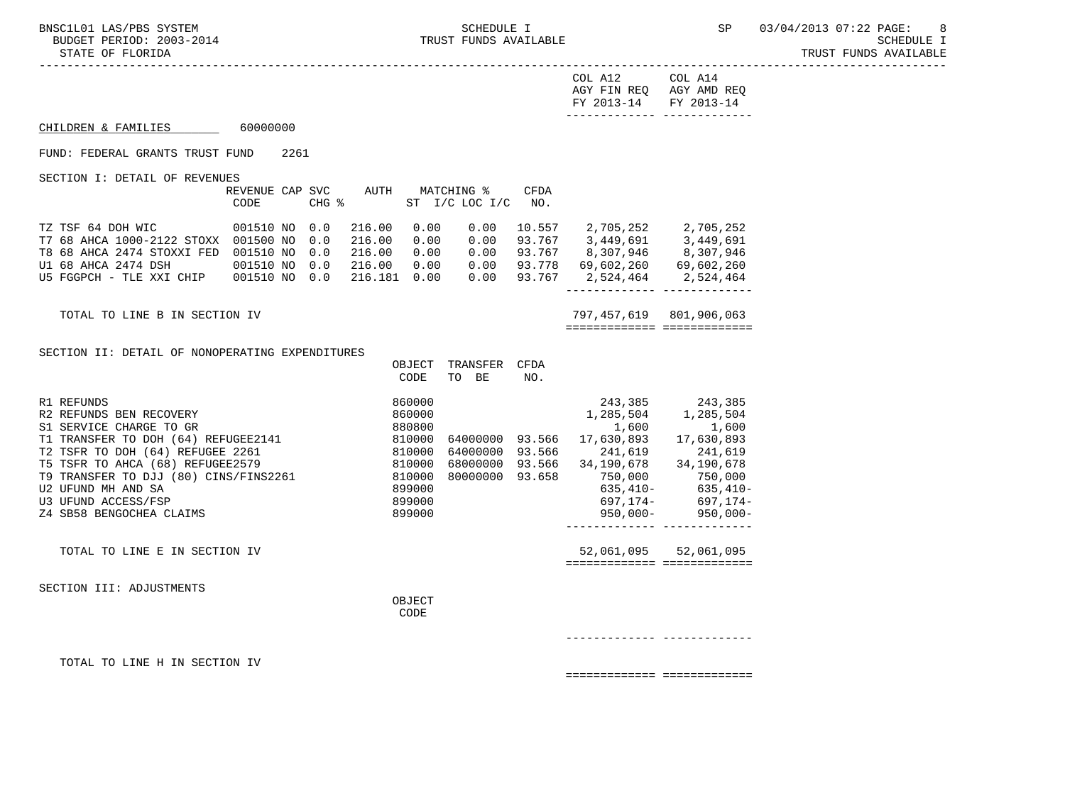COL A12 AGY FIN REQ FY 2013-14 | COL A14 AGY AMD REQ FY 2013-14

## CHILDREN & FAMILIES 60000000

FUND: FEDERAL GRANTS TRUST FUND 2261

### SECTION I: DETAIL OF REVENUES

| | REVENUE CODE | CAP | SVC CHG % | AUTH | MATCHING % ST | I/C LOC I/C | CFDA NO. | COL A12 AGY FIN REQ FY 2013-14 | COL A14 AGY AMD REQ FY 2013-14 |
|---|---|---|---|---|---|---|---|---|---|
| TZ TSF 64 DOH WIC | 001510 | NO | 0.0 | 216.00 | 0.00 | 0.00 | 10.557 | 2,705,252 | 2,705,252 |
| T7 68 AHCA 1000-2122 STOXX | 001500 | NO | 0.0 | 216.00 | 0.00 | 0.00 | 93.767 | 3,449,691 | 3,449,691 |
| T8 68 AHCA 2474 STOXXI FED | 001510 | NO | 0.0 | 216.00 | 0.00 | 0.00 | 93.767 | 8,307,946 | 8,307,946 |
| U1 68 AHCA 2474 DSH | 001510 | NO | 0.0 | 216.00 | 0.00 | 0.00 | 93.778 | 69,602,260 | 69,602,260 |
| U5 FGGPCH - TLE XXI CHIP | 001510 | NO | 0.0 | 216.181 | 0.00 | 0.00 | 93.767 | 2,524,464 | 2,524,464 |
| TOTAL TO LINE B IN SECTION IV | | | | | | | | 797,457,619 | 801,906,063 |

### SECTION II: DETAIL OF NONOPERATING EXPENDITURES

| | OBJECT CODE | TRANSFER TO BE | CFDA NO. | COL A12 AGY FIN REQ FY 2013-14 | COL A14 AGY AMD REQ FY 2013-14 |
|---|---|---|---|---|---|
| R1 REFUNDS | 860000 | | | 243,385 | 243,385 |
| R2 REFUNDS BEN RECOVERY | 860000 | | | 1,285,504 | 1,285,504 |
| S1 SERVICE CHARGE TO GR | 880800 | | | 1,600 | 1,600 |
| T1 TRANSFER TO DOH (64) REFUGEE2141 | 810000 | 64000000 | 93.566 | 17,630,893 | 17,630,893 |
| T2 TSFR TO DOH (64) REFUGEE 2261 | 810000 | 64000000 | 93.566 | 241,619 | 241,619 |
| T5 TSFR TO AHCA (68) REFUGEE2579 | 810000 | 68000000 | 93.566 | 34,190,678 | 34,190,678 |
| T9 TRANSFER TO DJJ (80) CINS/FINS2261 | 810000 | 80000000 | 93.658 | 750,000 | 750,000 |
| U2 UFUND MH AND SA | 899000 | | | 635,410- | 635,410- |
| U3 UFUND ACCESS/FSP | 899000 | | | 697,174- | 697,174- |
| Z4 SB58 BENGOCHEA CLAIMS | 899000 | | | 950,000- | 950,000- |
| TOTAL TO LINE E IN SECTION IV | | | | 52,061,095 | 52,061,095 |

### SECTION III: ADJUSTMENTS

| | OBJECT CODE | COL A12 | COL A14 |
|---|---|---|---|
| TOTAL TO LINE H IN SECTION IV | | | |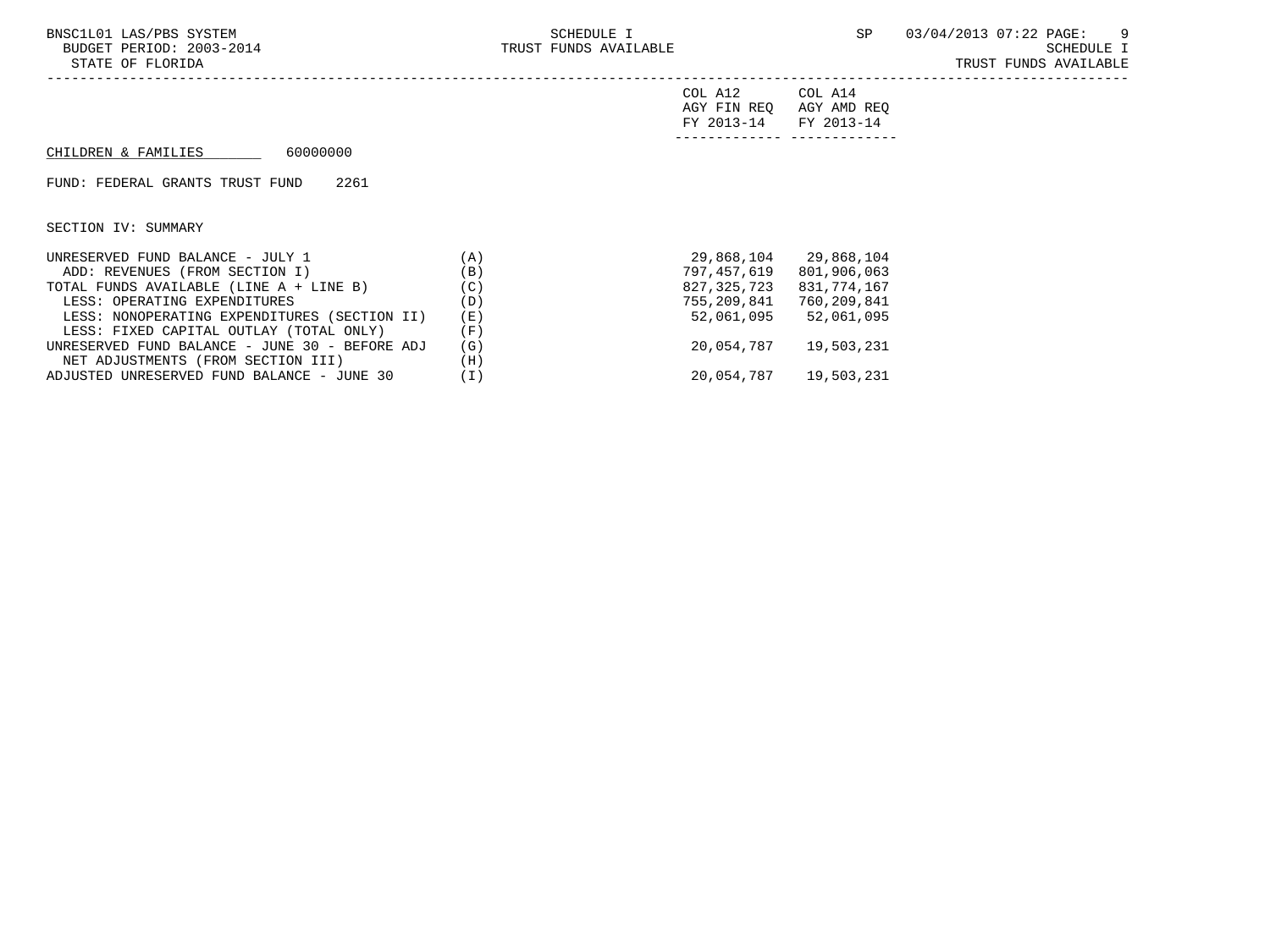CHILDREN & FAMILIES 60000000

FUND: FEDERAL GRANTS TRUST FUND 2261

SECTION IV: SUMMARY

| | | COL A12 AGY FIN REQ FY 2013-14 | COL A14 AGY AMD REQ FY 2013-14 |
|---|---|---|---|
| UNRESERVED FUND BALANCE - JULY 1 | (A) | 29,868,104 | 29,868,104 |
| ADD: REVENUES (FROM SECTION I) | (B) | 797,457,619 | 801,906,063 |
| TOTAL FUNDS AVAILABLE (LINE A + LINE B) | (C) | 827,325,723 | 831,774,167 |
| LESS: OPERATING EXPENDITURES | (D) | 755,209,841 | 760,209,841 |
| LESS: NONOPERATING EXPENDITURES (SECTION II) | (E) | 52,061,095 | 52,061,095 |
| LESS: FIXED CAPITAL OUTLAY (TOTAL ONLY) | (F) | | |
| UNRESERVED FUND BALANCE - JUNE 30 - BEFORE ADJ | (G) | 20,054,787 | 19,503,231 |
| NET ADJUSTMENTS (FROM SECTION III) | (H) | | |
| ADJUSTED UNRESERVED FUND BALANCE - JUNE 30 | (I) | 20,054,787 | 19,503,231 |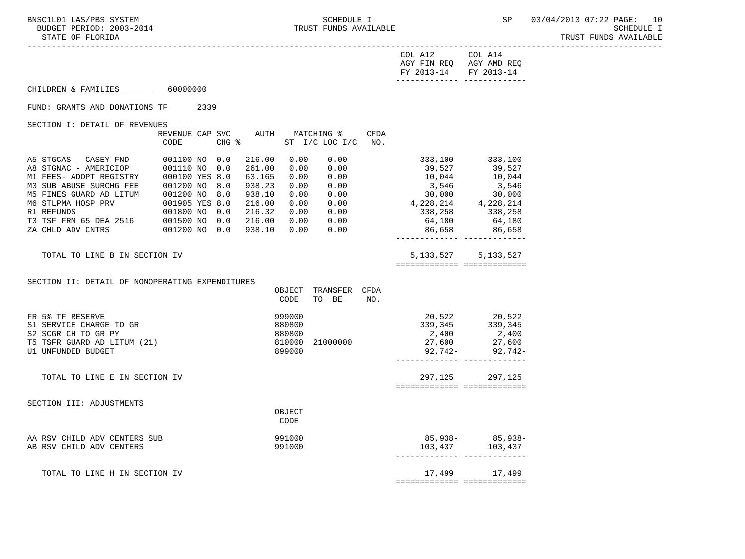CHILDREN & FAMILIES 60000000

FUND: GRANTS AND DONATIONS TF 2339

## SECTION I: DETAIL OF REVENUES

| | REVENUE CODE | CAP | SVC CHG % | AUTH | MATCHING % ST | I/C LOC I/C | CFDA NO. | COL A12 AGY FIN REQ FY 2013-14 | COL A14 AGY AMD REQ FY 2013-14 |
|---|---|---|---|---|---|---|---|---|---|
| A5 STGCAS - CASEY FND | 001100 | NO | 0.0 | 216.00 | 0.00 | 0.00 | | 333,100 | 333,100 |
| A8 STGNAC - AMERICIOP | 001110 | NO | 0.0 | 261.00 | 0.00 | 0.00 | | 39,527 | 39,527 |
| M1 FEES- ADOPT REGISTRY | 000100 | YES | 8.0 | 63.165 | 0.00 | 0.00 | | 10,044 | 10,044 |
| M3 SUB ABUSE SURCHG FEE | 001200 | NO | 8.0 | 938.23 | 0.00 | 0.00 | | 3,546 | 3,546 |
| M5 FINES GUARD AD LITUM | 001200 | NO | 8.0 | 938.10 | 0.00 | 0.00 | | 30,000 | 30,000 |
| M6 STLPMA HOSP PRV | 001905 | YES | 8.0 | 216.00 | 0.00 | 0.00 | | 4,228,214 | 4,228,214 |
| R1 REFUNDS | 001800 | NO | 0.0 | 216.32 | 0.00 | 0.00 | | 338,258 | 338,258 |
| T3 TSF FRM 65 DEA 2516 | 001500 | NO | 0.0 | 216.00 | 0.00 | 0.00 | | 64,180 | 64,180 |
| ZA CHLD ADV CNTRS | 001200 | NO | 0.0 | 938.10 | 0.00 | 0.00 | | 86,658 | 86,658 |
| TOTAL TO LINE B IN SECTION IV | | | | | | | | 5,133,527 | 5,133,527 |

## SECTION II: DETAIL OF NONOPERATING EXPENDITURES

| | OBJECT CODE | TRANSFER TO BE | CFDA NO. | COL A12 AGY FIN REQ FY 2013-14 | COL A14 AGY AMD REQ FY 2013-14 |
|---|---|---|---|---|---|
| FR 5% TF RESERVE | 999000 | | | 20,522 | 20,522 |
| S1 SERVICE CHARGE TO GR | 880800 | | | 339,345 | 339,345 |
| S2 SCGR CH TO GR PY | 880800 | | | 2,400 | 2,400 |
| T5 TSFR GUARD AD LITUM (21) | 810000 | 21000000 | | 27,600 | 27,600 |
| U1 UNFUNDED BUDGET | 899000 | | | 92,742- | 92,742- |
| TOTAL TO LINE E IN SECTION IV | | | | 297,125 | 297,125 |

## SECTION III: ADJUSTMENTS

| | OBJECT CODE | COL A12 AGY FIN REQ FY 2013-14 | COL A14 AGY AMD REQ FY 2013-14 |
|---|---|---|---|
| AA RSV CHILD ADV CENTERS SUB | 991000 | 85,938- | 85,938- |
| AB RSV CHILD ADV CENTERS | 991000 | 103,437 | 103,437 |
| TOTAL TO LINE H IN SECTION IV | | 17,499 | 17,499 |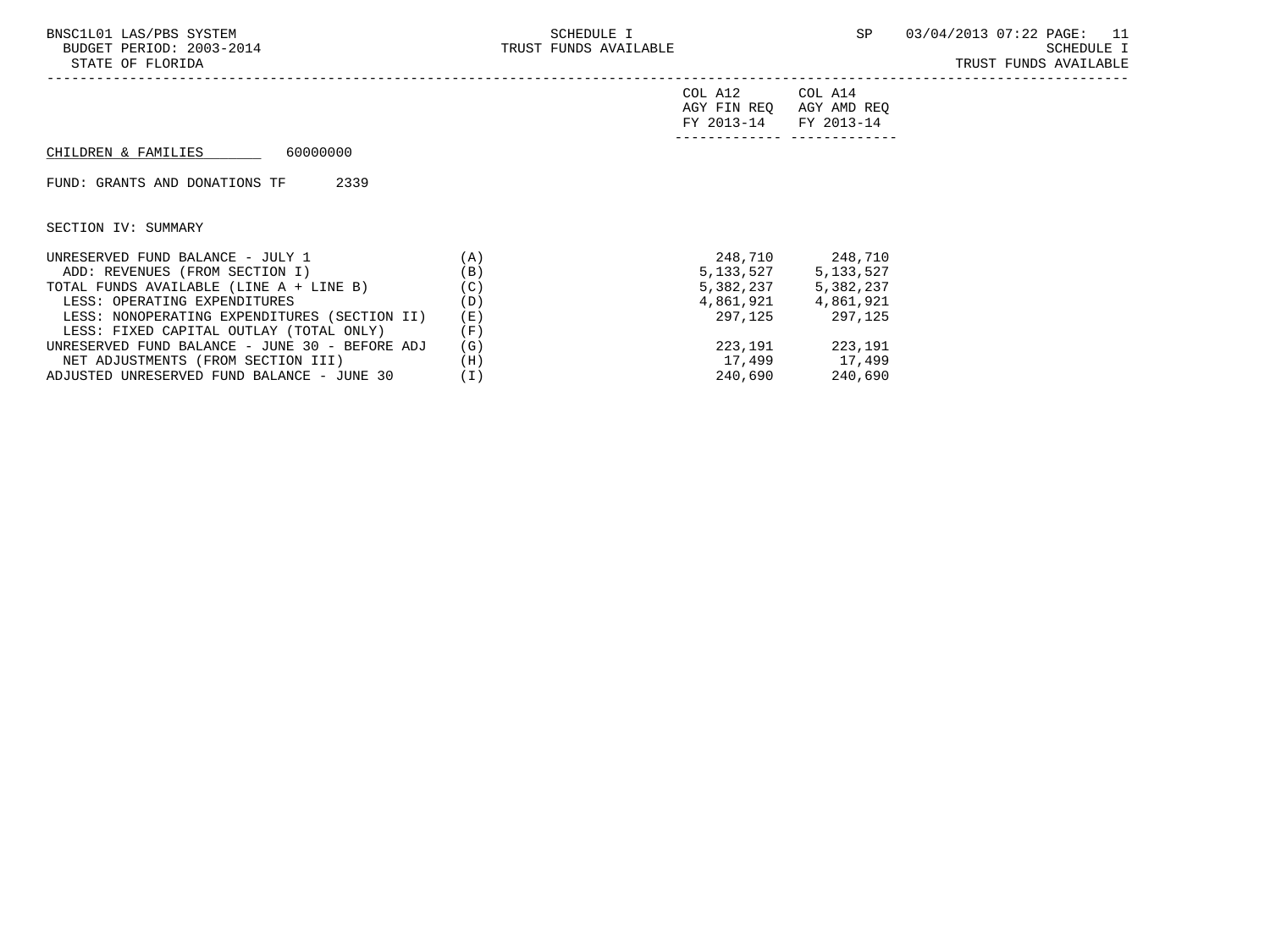CHILDREN & FAMILIES 60000000

FUND: GRANTS AND DONATIONS TF 2339

SECTION IV: SUMMARY

| | | COL A12 AGY FIN REQ FY 2013-14 | COL A14 AGY AMD REQ FY 2013-14 |
|---|---|---|---|
| UNRESERVED FUND BALANCE - JULY 1 | (A) | 248,710 | 248,710 |
| ADD: REVENUES (FROM SECTION I) | (B) | 5,133,527 | 5,133,527 |
| TOTAL FUNDS AVAILABLE (LINE A + LINE B) | (C) | 5,382,237 | 5,382,237 |
| LESS: OPERATING EXPENDITURES | (D) | 4,861,921 | 4,861,921 |
| LESS: NONOPERATING EXPENDITURES (SECTION II) | (E) | 297,125 | 297,125 |
| LESS: FIXED CAPITAL OUTLAY (TOTAL ONLY) | (F) | | |
| UNRESERVED FUND BALANCE - JUNE 30 - BEFORE ADJ | (G) | 223,191 | 223,191 |
| NET ADJUSTMENTS (FROM SECTION III) | (H) | 17,499 | 17,499 |
| ADJUSTED UNRESERVED FUND BALANCE - JUNE 30 | (I) | 240,690 | 240,690 |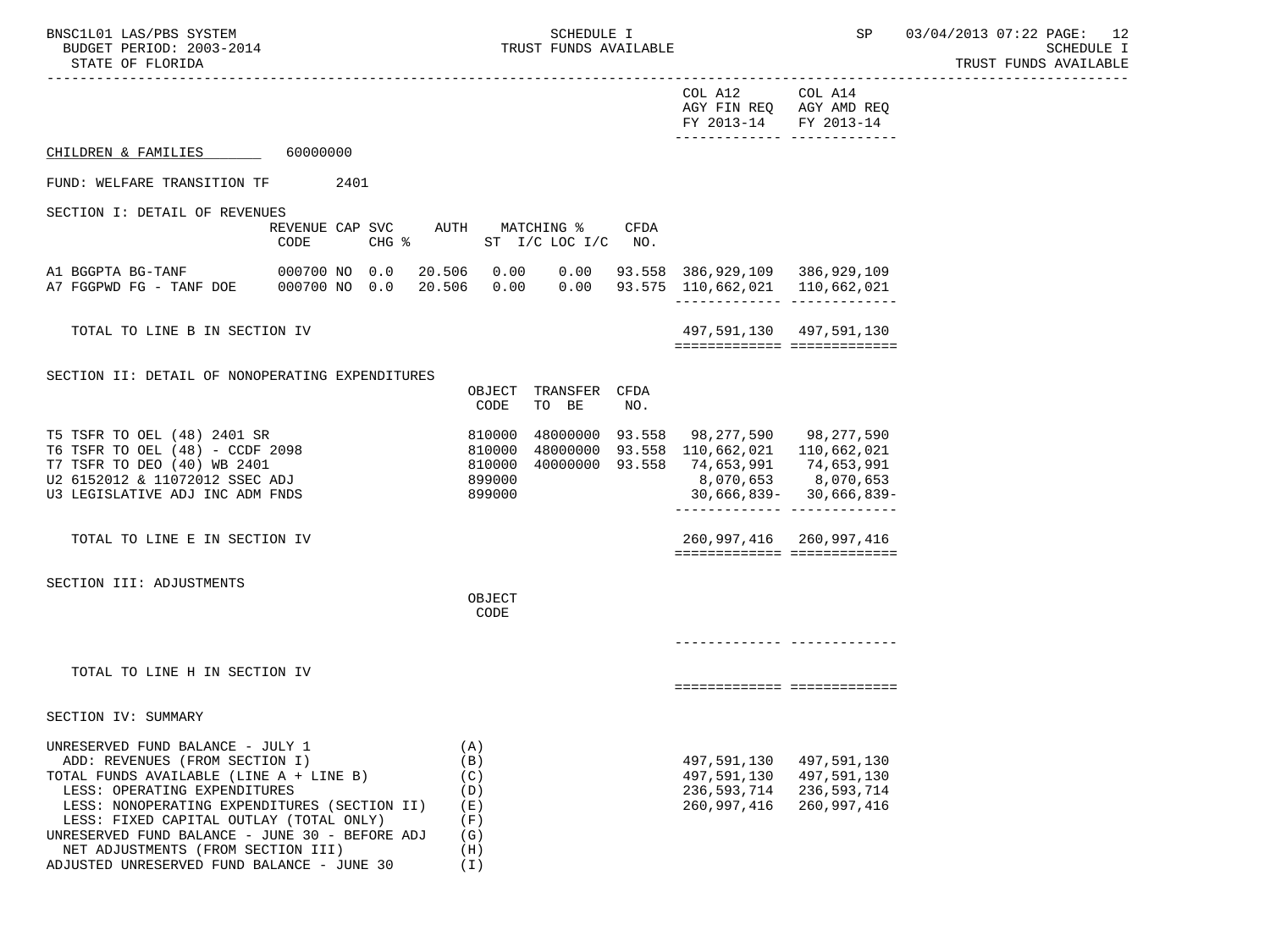## SCHEDULE I
## TRUST FUNDS AVAILABLE

BUDGET PERIOD: 2003-2014
STATE OF FLORIDA

| | COL A12 AGY FIN REQ FY 2013-14 | COL A14 AGY AMD REQ FY 2013-14 |
|---|---|---|

### CHILDREN & FAMILIES 60000000

### FUND: WELFARE TRANSITION TF 2401

### SECTION I: DETAIL OF REVENUES

| | REVENUE CODE | CAP SVC CHG % | AUTH | MATCHING % ST I/C | LOC I/C | CFDA NO. | COL A12 AGY FIN REQ FY 2013-14 | COL A14 AGY AMD REQ FY 2013-14 |
|---|---|---|---|---|---|---|---|---|
| A1 BGGPTA BG-TANF | 000700 | NO 0.0 | 20.506 | 0.00 | 0.00 | 93.558 | 386,929,109 | 386,929,109 |
| A7 FGGPWD FG - TANF DOE | 000700 | NO 0.0 | 20.506 | 0.00 | 0.00 | 93.575 | 110,662,021 | 110,662,021 |
| TOTAL TO LINE B IN SECTION IV | | | | | | | 497,591,130 | 497,591,130 |

### SECTION II: DETAIL OF NONOPERATING EXPENDITURES

| | OBJECT CODE | TRANSFER TO BE | CFDA NO. | COL A12 AGY FIN REQ FY 2013-14 | COL A14 AGY AMD REQ FY 2013-14 |
|---|---|---|---|---|---|
| T5 TSFR TO OEL (48) 2401 SR | 810000 | 48000000 | 93.558 | 98,277,590 | 98,277,590 |
| T6 TSFR TO OEL (48) - CCDF 2098 | 810000 | 48000000 | 93.558 | 110,662,021 | 110,662,021 |
| T7 TSFR TO DEO (40) WB 2401 | 810000 | 40000000 | 93.558 | 74,653,991 | 74,653,991 |
| U2 6152012 & 11072012 SSEC ADJ | 899000 | | | 8,070,653 | 8,070,653 |
| U3 LEGISLATIVE ADJ INC ADM FNDS | 899000 | | | 30,666,839- | 30,666,839- |
| TOTAL TO LINE E IN SECTION IV | | | | 260,997,416 | 260,997,416 |

### SECTION III: ADJUSTMENTS

| | OBJECT CODE | COL A12 AGY FIN REQ FY 2013-14 | COL A14 AGY AMD REQ FY 2013-14 |
|---|---|---|---|
| TOTAL TO LINE H IN SECTION IV | | | |

### SECTION IV: SUMMARY

| | | COL A12 AGY FIN REQ FY 2013-14 | COL A14 AGY AMD REQ FY 2013-14 |
|---|---|---|---|
| UNRESERVED FUND BALANCE - JULY 1 | (A) | | |
| ADD: REVENUES (FROM SECTION I) | (B) | 497,591,130 | 497,591,130 |
| TOTAL FUNDS AVAILABLE (LINE A + LINE B) | (C) | 497,591,130 | 497,591,130 |
| LESS: OPERATING EXPENDITURES | (D) | 236,593,714 | 236,593,714 |
| LESS: NONOPERATING EXPENDITURES (SECTION II) | (E) | 260,997,416 | 260,997,416 |
| LESS: FIXED CAPITAL OUTLAY (TOTAL ONLY) | (F) | | |
| UNRESERVED FUND BALANCE - JUNE 30 - BEFORE ADJ | (G) | | |
| NET ADJUSTMENTS (FROM SECTION III) | (H) | | |
| ADJUSTED UNRESERVED FUND BALANCE - JUNE 30 | (I) | | |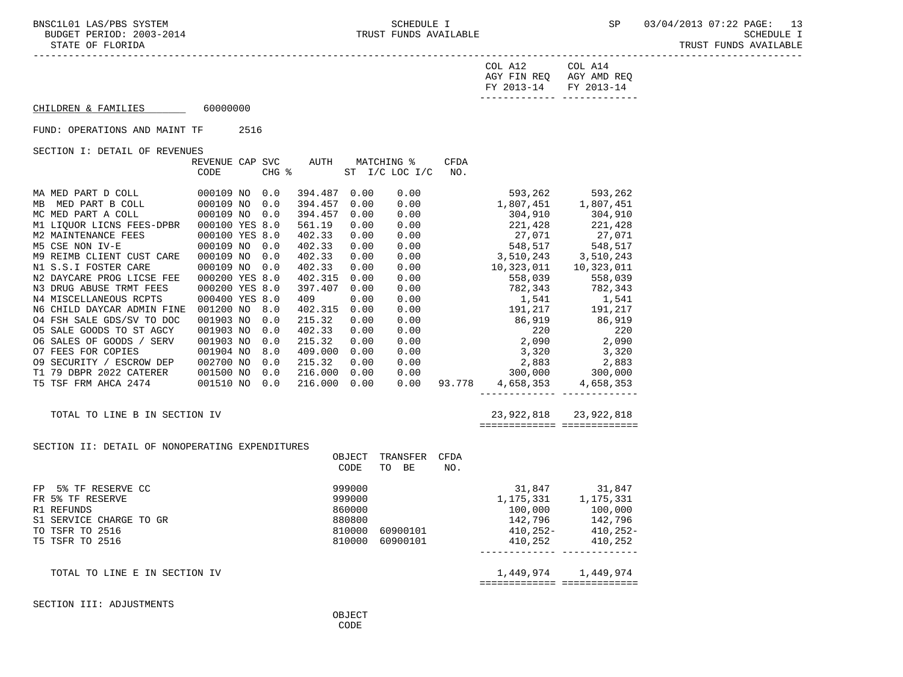BNSC1L01 LAS/PBS SYSTEM — SCHEDULE I — TRUST FUNDS AVAILABLE
BUDGET PERIOD: 2003-2014
STATE OF FLORIDA

| | COL A12 AGY FIN REQ FY 2013-14 | COL A14 AGY AMD REQ FY 2013-14 |
|---|---|---|

CHILDREN & FAMILIES 60000000

FUND: OPERATIONS AND MAINT TF 2516

SECTION I: DETAIL OF REVENUES

| | REVENUE CODE | CAP | SVC CHG % | AUTH ST | MATCHING % I/C | LOC I/C | CFDA NO. | COL A12 AGY FIN REQ FY 2013-14 | COL A14 AGY AMD REQ FY 2013-14 |
|---|---|---|---|---|---|---|---|---|---|
| MA MED PART D COLL | 000109 | NO | 0.0 | 394.487 | 0.00 | 0.00 | | 593,262 | 593,262 |
| MB MED PART B COLL | 000109 | NO | 0.0 | 394.457 | 0.00 | 0.00 | | 1,807,451 | 1,807,451 |
| MC MED PART A COLL | 000109 | NO | 0.0 | 394.457 | 0.00 | 0.00 | | 304,910 | 304,910 |
| M1 LIQUOR LICNS FEES-DPBR | 000100 | YES | 8.0 | 561.19 | 0.00 | 0.00 | | 221,428 | 221,428 |
| M2 MAINTENANCE FEES | 000100 | YES | 8.0 | 402.33 | 0.00 | 0.00 | | 27,071 | 27,071 |
| M5 CSE NON IV-E | 000109 | NO | 0.0 | 402.33 | 0.00 | 0.00 | | 548,517 | 548,517 |
| M9 REIMB CLIENT CUST CARE | 000109 | NO | 0.0 | 402.33 | 0.00 | 0.00 | | 3,510,243 | 3,510,243 |
| N1 S.S.I FOSTER CARE | 000109 | NO | 0.0 | 402.33 | 0.00 | 0.00 | | 10,323,011 | 10,323,011 |
| N2 DAYCARE PROG LICSE FEE | 000200 | YES | 8.0 | 402.315 | 0.00 | 0.00 | | 558,039 | 558,039 |
| N3 DRUG ABUSE TRMT FEES | 000200 | YES | 8.0 | 397.407 | 0.00 | 0.00 | | 782,343 | 782,343 |
| N4 MISCELLANEOUS RCPTS | 000400 | YES | 8.0 | 409 | 0.00 | 0.00 | | 1,541 | 1,541 |
| N6 CHILD DAYCAR ADMIN FINE | 001200 | NO | 8.0 | 402.315 | 0.00 | 0.00 | | 191,217 | 191,217 |
| O4 FSH SALE GDS/SV TO DOC | 001903 | NO | 0.0 | 215.32 | 0.00 | 0.00 | | 86,919 | 86,919 |
| O5 SALE GOODS TO ST AGCY | 001903 | NO | 0.0 | 402.33 | 0.00 | 0.00 | | 220 | 220 |
| O6 SALES OF GOODS / SERV | 001903 | NO | 0.0 | 215.32 | 0.00 | 0.00 | | 2,090 | 2,090 |
| O7 FEES FOR COPIES | 001904 | NO | 8.0 | 409.000 | 0.00 | 0.00 | | 3,320 | 3,320 |
| O9 SECURITY / ESCROW DEP | 002700 | NO | 0.0 | 215.32 | 0.00 | 0.00 | | 2,883 | 2,883 |
| T1 79 DBPR 2022 CATERER | 001500 | NO | 0.0 | 216.000 | 0.00 | 0.00 | | 300,000 | 300,000 |
| T5 TSF FRM AHCA 2474 | 001510 | NO | 0.0 | 216.000 | 0.00 | 0.00 | 93.778 | 4,658,353 | 4,658,353 |
| TOTAL TO LINE B IN SECTION IV | | | | | | | | 23,922,818 | 23,922,818 |

SECTION II: DETAIL OF NONOPERATING EXPENDITURES

| | OBJECT CODE | TRANSFER TO BE | CFDA NO. | COL A12 AGY FIN REQ FY 2013-14 | COL A14 AGY AMD REQ FY 2013-14 |
|---|---|---|---|---|---|
| FP 5% TF RESERVE CC | 999000 | | | 31,847 | 31,847 |
| FR 5% TF RESERVE | 999000 | | | 1,175,331 | 1,175,331 |
| R1 REFUNDS | 860000 | | | 100,000 | 100,000 |
| S1 SERVICE CHARGE TO GR | 880800 | | | 142,796 | 142,796 |
| TO TSFR TO 2516 | 810000 | 60900101 | | 410,252- | 410,252- |
| T5 TSFR TO 2516 | 810000 | 60900101 | | 410,252 | 410,252 |
| TOTAL TO LINE E IN SECTION IV | | | | 1,449,974 | 1,449,974 |

SECTION III: ADJUSTMENTS

OBJECT CODE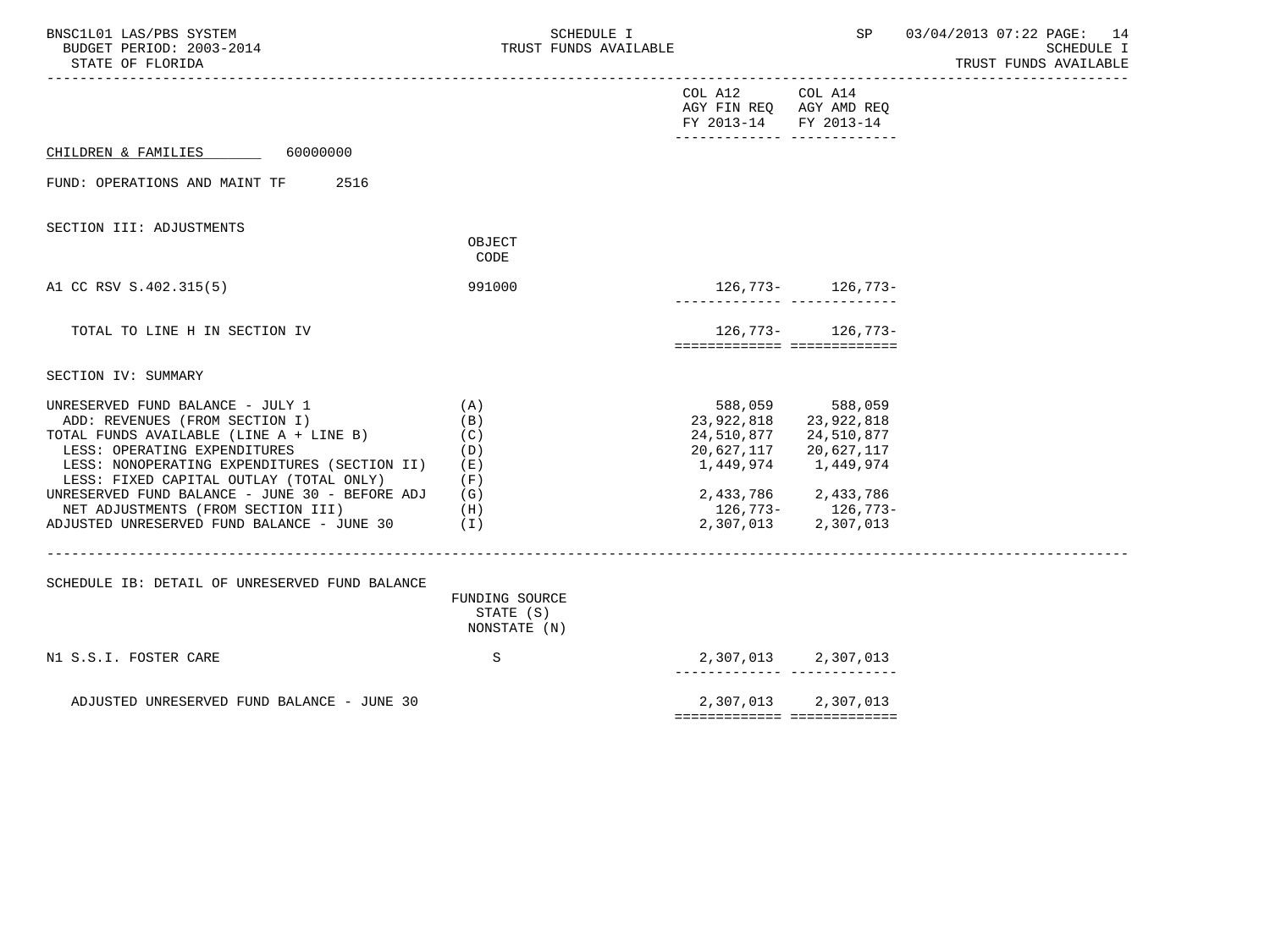CHILDREN & FAMILIES 60000000

FUND: OPERATIONS AND MAINT TF 2516

| | | COL A12 AGY FIN REQ FY 2013-14 | COL A14 AGY AMD REQ FY 2013-14 |
|---|---|---|---|
| **SECTION III: ADJUSTMENTS** | OBJECT CODE | | |
| A1 CC RSV S.402.315(5) | 991000 | 126,773- | 126,773- |
| TOTAL TO LINE H IN SECTION IV | | 126,773- | 126,773- |
| **SECTION IV: SUMMARY** | | | |
| UNRESERVED FUND BALANCE - JULY 1 | (A) | 588,059 | 588,059 |
| ADD: REVENUES (FROM SECTION I) | (B) | 23,922,818 | 23,922,818 |
| TOTAL FUNDS AVAILABLE (LINE A + LINE B) | (C) | 24,510,877 | 24,510,877 |
| LESS: OPERATING EXPENDITURES | (D) | 20,627,117 | 20,627,117 |
| LESS: NONOPERATING EXPENDITURES (SECTION II) | (E) | 1,449,974 | 1,449,974 |
| LESS: FIXED CAPITAL OUTLAY (TOTAL ONLY) | (F) | | |
| UNRESERVED FUND BALANCE - JUNE 30 - BEFORE ADJ | (G) | 2,433,786 | 2,433,786 |
| NET ADJUSTMENTS (FROM SECTION III) | (H) | 126,773- | 126,773- |
| ADJUSTED UNRESERVED FUND BALANCE - JUNE 30 | (I) | 2,307,013 | 2,307,013 |

| SCHEDULE IB: DETAIL OF UNRESERVED FUND BALANCE | FUNDING SOURCE STATE (S) NONSTATE (N) | | |
|---|---|---|---|
| N1 S.S.I. FOSTER CARE | S | 2,307,013 | 2,307,013 |
| ADJUSTED UNRESERVED FUND BALANCE - JUNE 30 | | 2,307,013 | 2,307,013 |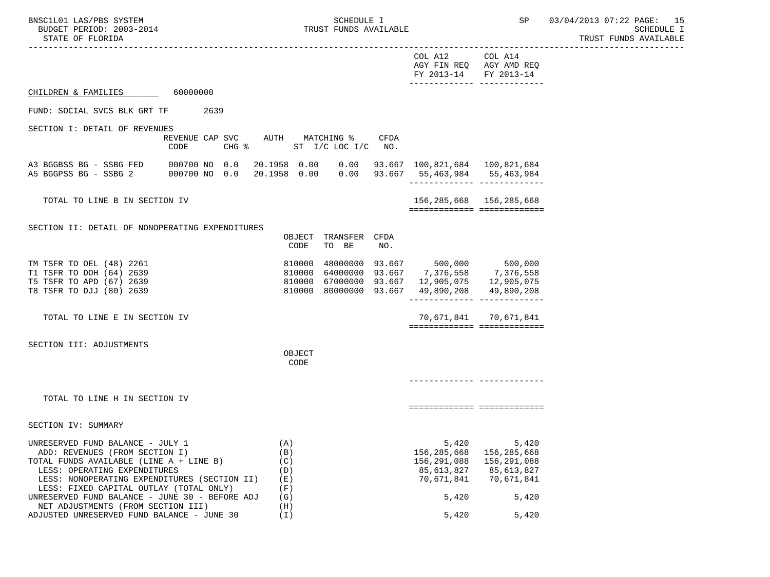SCHEDULE I
TRUST FUNDS AVAILABLE

BNSC1L01 LAS/PBS SYSTEM
BUDGET PERIOD: 2003-2014
STATE OF FLORIDA

SP 03/04/2013 07:22

## CHILDREN & FAMILIES 60000000

### FUND: SOCIAL SVCS BLK GRT TF 2639

### SECTION I: DETAIL OF REVENUES

| | REVENUE CODE | CAP CHG | SVC % | AUTH | MATCHING % ST I/C | LOC I/C | CFDA NO. | COL A12 AGY FIN REQ FY 2013-14 | COL A14 AGY AMD REQ FY 2013-14 |
|---|---|---|---|---|---|---|---|---|---|
| A3 BGGBSS BG - SSBG FED | 000700 | NO | 0.0 | 20.1958 | 0.00 | 0.00 | 93.667 | 100,821,684 | 100,821,684 |
| A5 BGGPSS BG - SSBG 2 | 000700 | NO | 0.0 | 20.1958 | 0.00 | 0.00 | 93.667 | 55,463,984 | 55,463,984 |
| TOTAL TO LINE B IN SECTION IV | | | | | | | | 156,285,668 | 156,285,668 |

### SECTION II: DETAIL OF NONOPERATING EXPENDITURES

| | OBJECT CODE | TRANSFER TO BE | CFDA NO. | COL A12 AGY FIN REQ FY 2013-14 | COL A14 AGY AMD REQ FY 2013-14 |
|---|---|---|---|---|---|
| TM TSFR TO OEL (48) 2261 | 810000 | 48000000 | 93.667 | 500,000 | 500,000 |
| T1 TSFR TO DOH (64) 2639 | 810000 | 64000000 | 93.667 | 7,376,558 | 7,376,558 |
| T5 TSFR TO APD (67) 2639 | 810000 | 67000000 | 93.667 | 12,905,075 | 12,905,075 |
| T8 TSFR TO DJJ (80) 2639 | 810000 | 80000000 | 93.667 | 49,890,208 | 49,890,208 |
| TOTAL TO LINE E IN SECTION IV | | | | 70,671,841 | 70,671,841 |

### SECTION III: ADJUSTMENTS

| | OBJECT CODE | COL A12 AGY FIN REQ FY 2013-14 | COL A14 AGY AMD REQ FY 2013-14 |
|---|---|---|---|
| TOTAL TO LINE H IN SECTION IV | | | |

### SECTION IV: SUMMARY

| | | COL A12 AGY FIN REQ FY 2013-14 | COL A14 AGY AMD REQ FY 2013-14 |
|---|---|---|---|
| UNRESERVED FUND BALANCE - JULY 1 | (A) | 5,420 | 5,420 |
| ADD: REVENUES (FROM SECTION I) | (B) | 156,285,668 | 156,285,668 |
| TOTAL FUNDS AVAILABLE (LINE A + LINE B) | (C) | 156,291,088 | 156,291,088 |
| LESS: OPERATING EXPENDITURES | (D) | 85,613,827 | 85,613,827 |
| LESS: NONOPERATING EXPENDITURES (SECTION II) | (E) | 70,671,841 | 70,671,841 |
| LESS: FIXED CAPITAL OUTLAY (TOTAL ONLY) | (F) | | |
| UNRESERVED FUND BALANCE - JUNE 30 - BEFORE ADJ | (G) | 5,420 | 5,420 |
| NET ADJUSTMENTS (FROM SECTION III) | (H) | | |
| ADJUSTED UNRESERVED FUND BALANCE - JUNE 30 | (I) | 5,420 | 5,420 |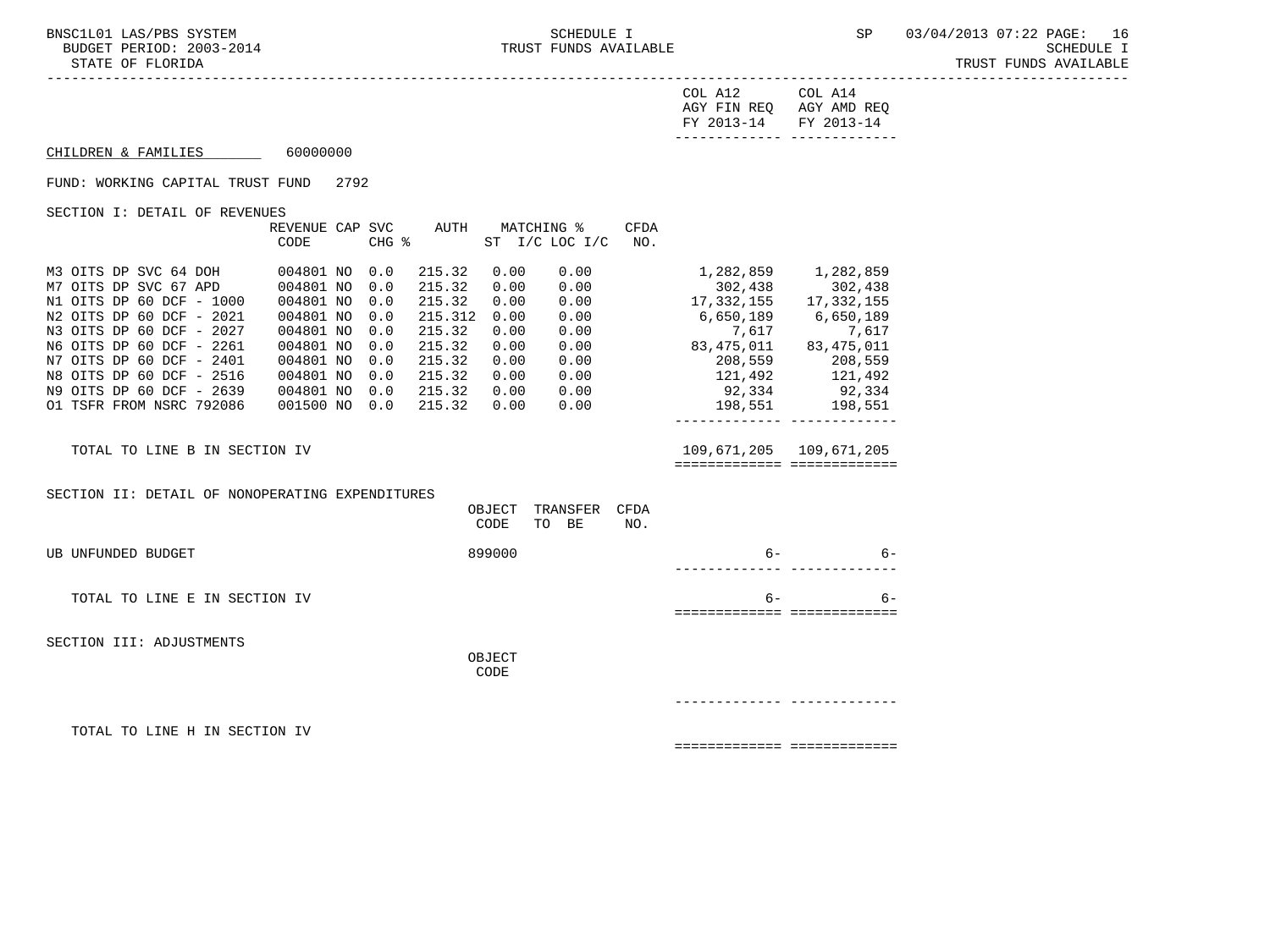CHILDREN & FAMILIES 60000000

FUND: WORKING CAPITAL TRUST FUND 2792

| | | | | | | | | COL A12 AGY FIN REQ FY 2013-14 | COL A14 AGY AMD REQ FY 2013-14 |
|---|---|---|---|---|---|---|---|---|---|
| **SECTION I: DETAIL OF REVENUES** | REVENUE CODE | CAP | SVC CHG % | AUTH | MATCHING % ST | I/C LOC I/C | CFDA NO. | | |
| M3 OITS DP SVC 64 DOH | 004801 | NO | 0.0 | 215.32 | 0.00 | 0.00 | | 1,282,859 | 1,282,859 |
| M7 OITS DP SVC 67 APD | 004801 | NO | 0.0 | 215.32 | 0.00 | 0.00 | | 302,438 | 302,438 |
| N1 OITS DP 60 DCF - 1000 | 004801 | NO | 0.0 | 215.32 | 0.00 | 0.00 | | 17,332,155 | 17,332,155 |
| N2 OITS DP 60 DCF - 2021 | 004801 | NO | 0.0 | 215.312 | 0.00 | 0.00 | | 6,650,189 | 6,650,189 |
| N3 OITS DP 60 DCF - 2027 | 004801 | NO | 0.0 | 215.32 | 0.00 | 0.00 | | 7,617 | 7,617 |
| N6 OITS DP 60 DCF - 2261 | 004801 | NO | 0.0 | 215.32 | 0.00 | 0.00 | | 83,475,011 | 83,475,011 |
| N7 OITS DP 60 DCF - 2401 | 004801 | NO | 0.0 | 215.32 | 0.00 | 0.00 | | 208,559 | 208,559 |
| N8 OITS DP 60 DCF - 2516 | 004801 | NO | 0.0 | 215.32 | 0.00 | 0.00 | | 121,492 | 121,492 |
| N9 OITS DP 60 DCF - 2639 | 004801 | NO | 0.0 | 215.32 | 0.00 | 0.00 | | 92,334 | 92,334 |
| O1 TSFR FROM NSRC 792086 | 001500 | NO | 0.0 | 215.32 | 0.00 | 0.00 | | 198,551 | 198,551 |
| TOTAL TO LINE B IN SECTION IV | | | | | | | | 109,671,205 | 109,671,205 |

| SECTION II: DETAIL OF NONOPERATING EXPENDITURES | OBJECT CODE | TRANSFER TO BE | CFDA NO. | | |
|---|---|---|---|---|---|
| UB UNFUNDED BUDGET | 899000 | | | 6- | 6- |
| TOTAL TO LINE E IN SECTION IV | | | | 6- | 6- |

| SECTION III: ADJUSTMENTS | OBJECT CODE | | |
|---|---|---|---|
| TOTAL TO LINE H IN SECTION IV | | | |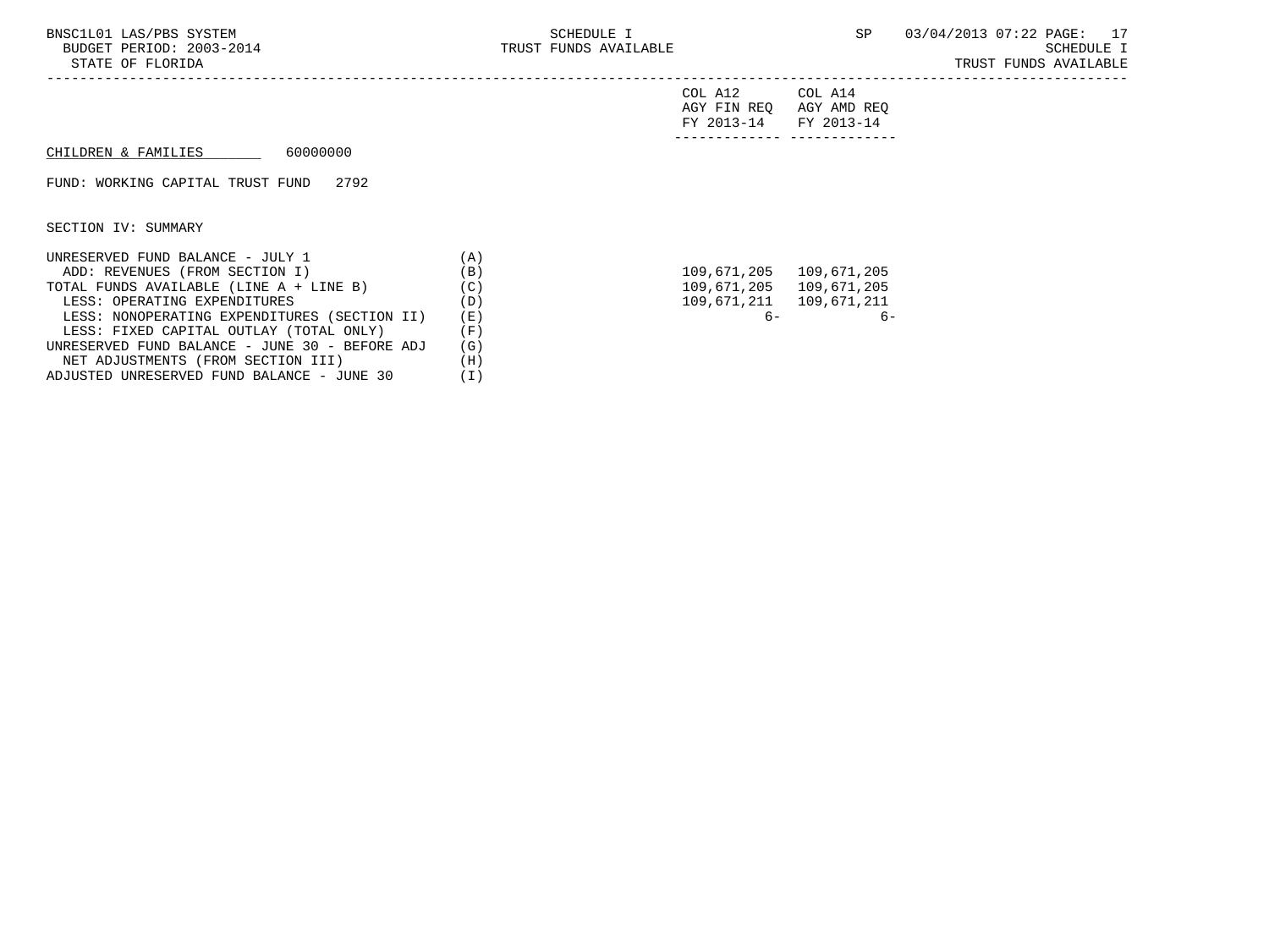CHILDREN & FAMILIES 60000000

FUND: WORKING CAPITAL TRUST FUND 2792

SECTION IV: SUMMARY

| | | COL A12 AGY FIN REQ FY 2013-14 | COL A14 AGY AMD REQ FY 2013-14 |
|---|---|---|---|
| UNRESERVED FUND BALANCE - JULY 1 | (A) | | |
| ADD: REVENUES (FROM SECTION I) | (B) | 109,671,205 | 109,671,205 |
| TOTAL FUNDS AVAILABLE (LINE A + LINE B) | (C) | 109,671,205 | 109,671,205 |
| LESS: OPERATING EXPENDITURES | (D) | 109,671,211 | 109,671,211 |
| LESS: NONOPERATING EXPENDITURES (SECTION II) | (E) | 6- | 6- |
| LESS: FIXED CAPITAL OUTLAY (TOTAL ONLY) | (F) | | |
| UNRESERVED FUND BALANCE - JUNE 30 - BEFORE ADJ | (G) | | |
| NET ADJUSTMENTS (FROM SECTION III) | (H) | | |
| ADJUSTED UNRESERVED FUND BALANCE - JUNE 30 | (I) | | |